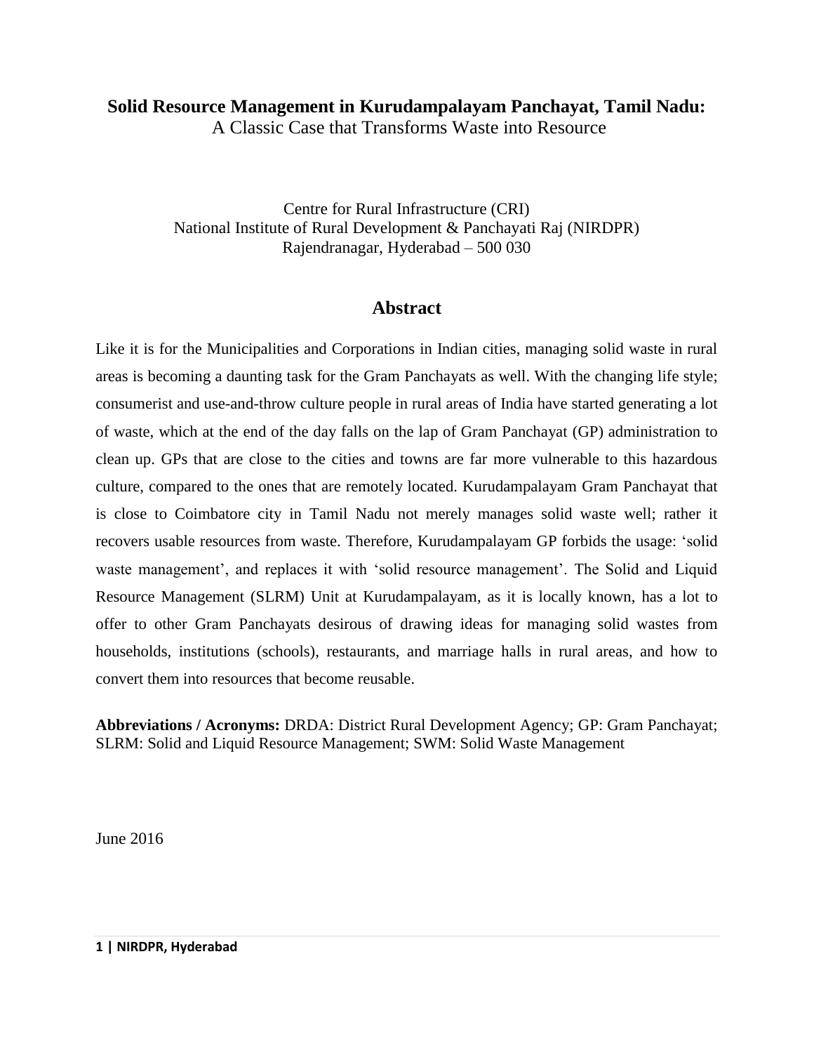# Solid Resource Management in Kurudampalayam Panchayat, Tamil Nadu:

A Classic Case that Transforms Waste into Resource

Centre for Rural Infrastructure (CRI)
National Institute of Rural Development & Panchayati Raj (NIRDPR)
Rajendranagar, Hyderabad – 500 030

## Abstract

Like it is for the Municipalities and Corporations in Indian cities, managing solid waste in rural areas is becoming a daunting task for the Gram Panchayats as well. With the changing life style; consumerist and use-and-throw culture people in rural areas of India have started generating a lot of waste, which at the end of the day falls on the lap of Gram Panchayat (GP) administration to clean up. GPs that are close to the cities and towns are far more vulnerable to this hazardous culture, compared to the ones that are remotely located. Kurudampalayam Gram Panchayat that is close to Coimbatore city in Tamil Nadu not merely manages solid waste well; rather it recovers usable resources from waste. Therefore, Kurudampalayam GP forbids the usage: 'solid waste management', and replaces it with 'solid resource management'. The Solid and Liquid Resource Management (SLRM) Unit at Kurudampalayam, as it is locally known, has a lot to offer to other Gram Panchayats desirous of drawing ideas for managing solid wastes from households, institutions (schools), restaurants, and marriage halls in rural areas, and how to convert them into resources that become reusable.

**Abbreviations / Acronyms:** DRDA: District Rural Development Agency; GP: Gram Panchayat; SLRM: Solid and Liquid Resource Management; SWM: Solid Waste Management

June 2016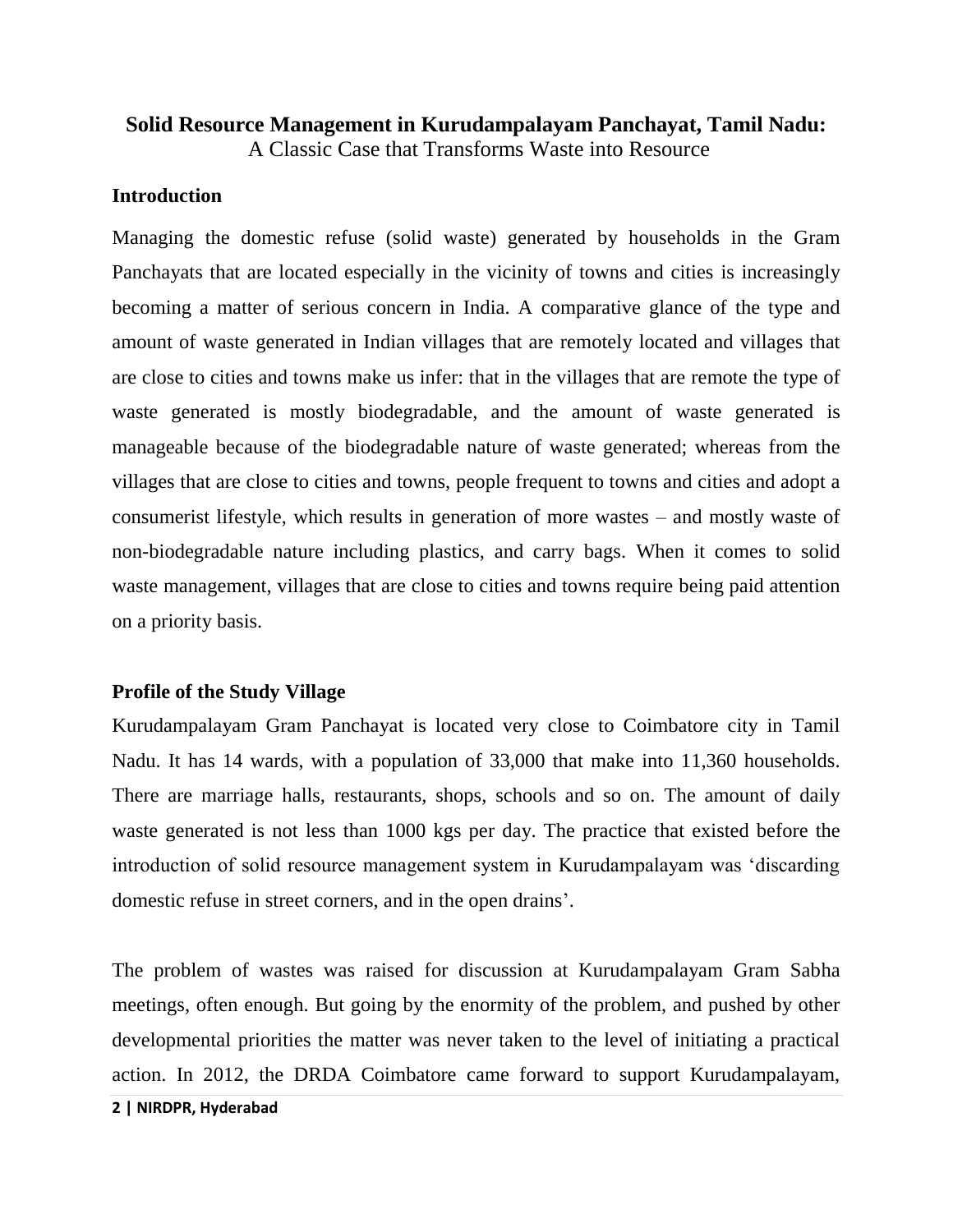**Solid Resource Management in Kurudampalayam Panchayat, Tamil Nadu:**
A Classic Case that Transforms Waste into Resource

## Introduction

Managing the domestic refuse (solid waste) generated by households in the Gram Panchayats that are located especially in the vicinity of towns and cities is increasingly becoming a matter of serious concern in India. A comparative glance of the type and amount of waste generated in Indian villages that are remotely located and villages that are close to cities and towns make us infer: that in the villages that are remote the type of waste generated is mostly biodegradable, and the amount of waste generated is manageable because of the biodegradable nature of waste generated; whereas from the villages that are close to cities and towns, people frequent to towns and cities and adopt a consumerist lifestyle, which results in generation of more wastes – and mostly waste of non-biodegradable nature including plastics, and carry bags. When it comes to solid waste management, villages that are close to cities and towns require being paid attention on a priority basis.

## Profile of the Study Village

Kurudampalayam Gram Panchayat is located very close to Coimbatore city in Tamil Nadu. It has 14 wards, with a population of 33,000 that make into 11,360 households. There are marriage halls, restaurants, shops, schools and so on. The amount of daily waste generated is not less than 1000 kgs per day. The practice that existed before the introduction of solid resource management system in Kurudampalayam was 'discarding domestic refuse in street corners, and in the open drains'.

The problem of wastes was raised for discussion at Kurudampalayam Gram Sabha meetings, often enough. But going by the enormity of the problem, and pushed by other developmental priorities the matter was never taken to the level of initiating a practical action. In 2012, the DRDA Coimbatore came forward to support Kurudampalayam,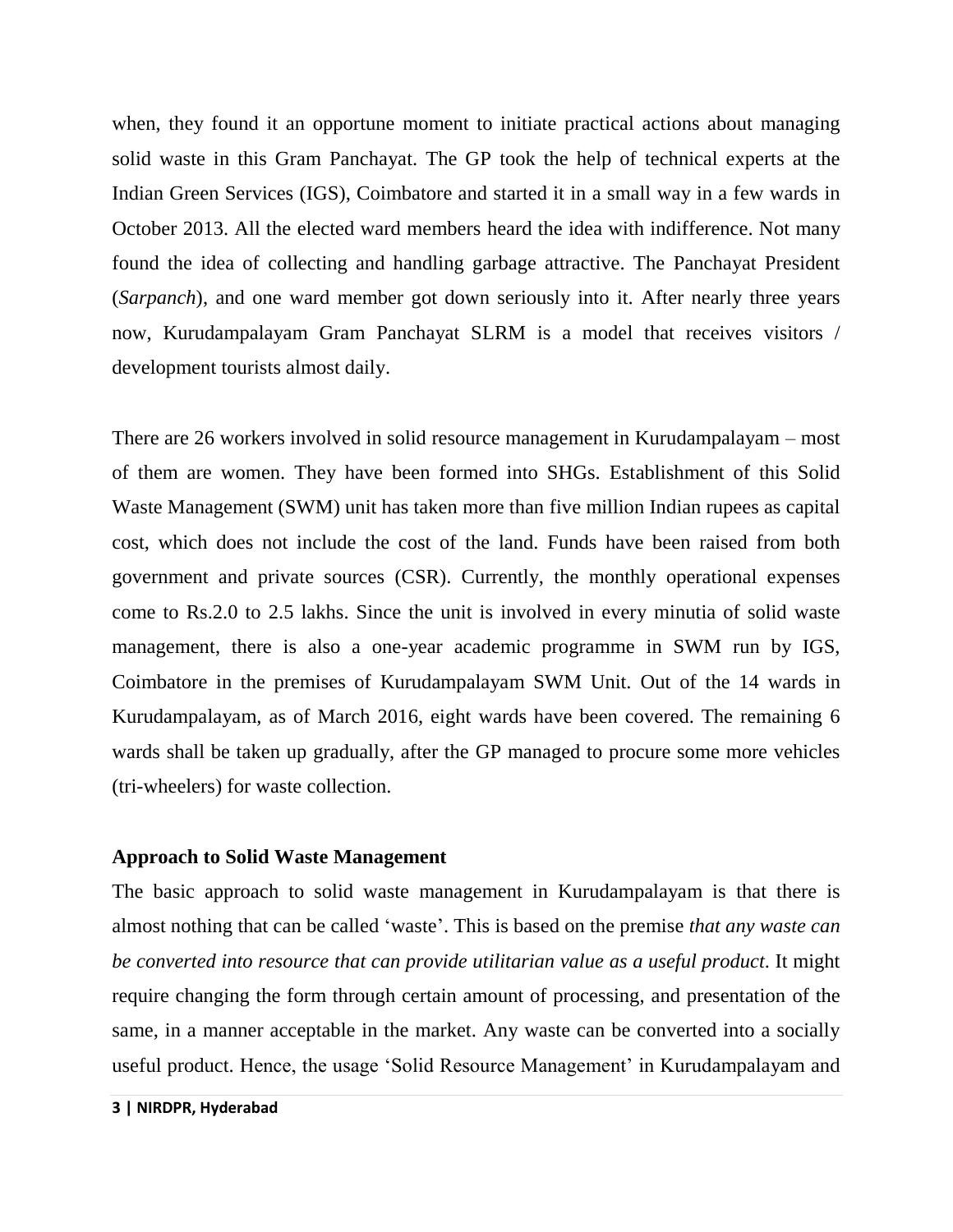when, they found it an opportune moment to initiate practical actions about managing solid waste in this Gram Panchayat. The GP took the help of technical experts at the Indian Green Services (IGS), Coimbatore and started it in a small way in a few wards in October 2013. All the elected ward members heard the idea with indifference. Not many found the idea of collecting and handling garbage attractive. The Panchayat President (*Sarpanch*), and one ward member got down seriously into it. After nearly three years now, Kurudampalayam Gram Panchayat SLRM is a model that receives visitors / development tourists almost daily.

There are 26 workers involved in solid resource management in Kurudampalayam – most of them are women. They have been formed into SHGs. Establishment of this Solid Waste Management (SWM) unit has taken more than five million Indian rupees as capital cost, which does not include the cost of the land. Funds have been raised from both government and private sources (CSR). Currently, the monthly operational expenses come to Rs.2.0 to 2.5 lakhs. Since the unit is involved in every minutia of solid waste management, there is also a one-year academic programme in SWM run by IGS, Coimbatore in the premises of Kurudampalayam SWM Unit. Out of the 14 wards in Kurudampalayam, as of March 2016, eight wards have been covered. The remaining 6 wards shall be taken up gradually, after the GP managed to procure some more vehicles (tri-wheelers) for waste collection.

**Approach to Solid Waste Management**

The basic approach to solid waste management in Kurudampalayam is that there is almost nothing that can be called 'waste'. This is based on the premise *that any waste can be converted into resource that can provide utilitarian value as a useful product*. It might require changing the form through certain amount of processing, and presentation of the same, in a manner acceptable in the market. Any waste can be converted into a socially useful product. Hence, the usage 'Solid Resource Management' in Kurudampalayam and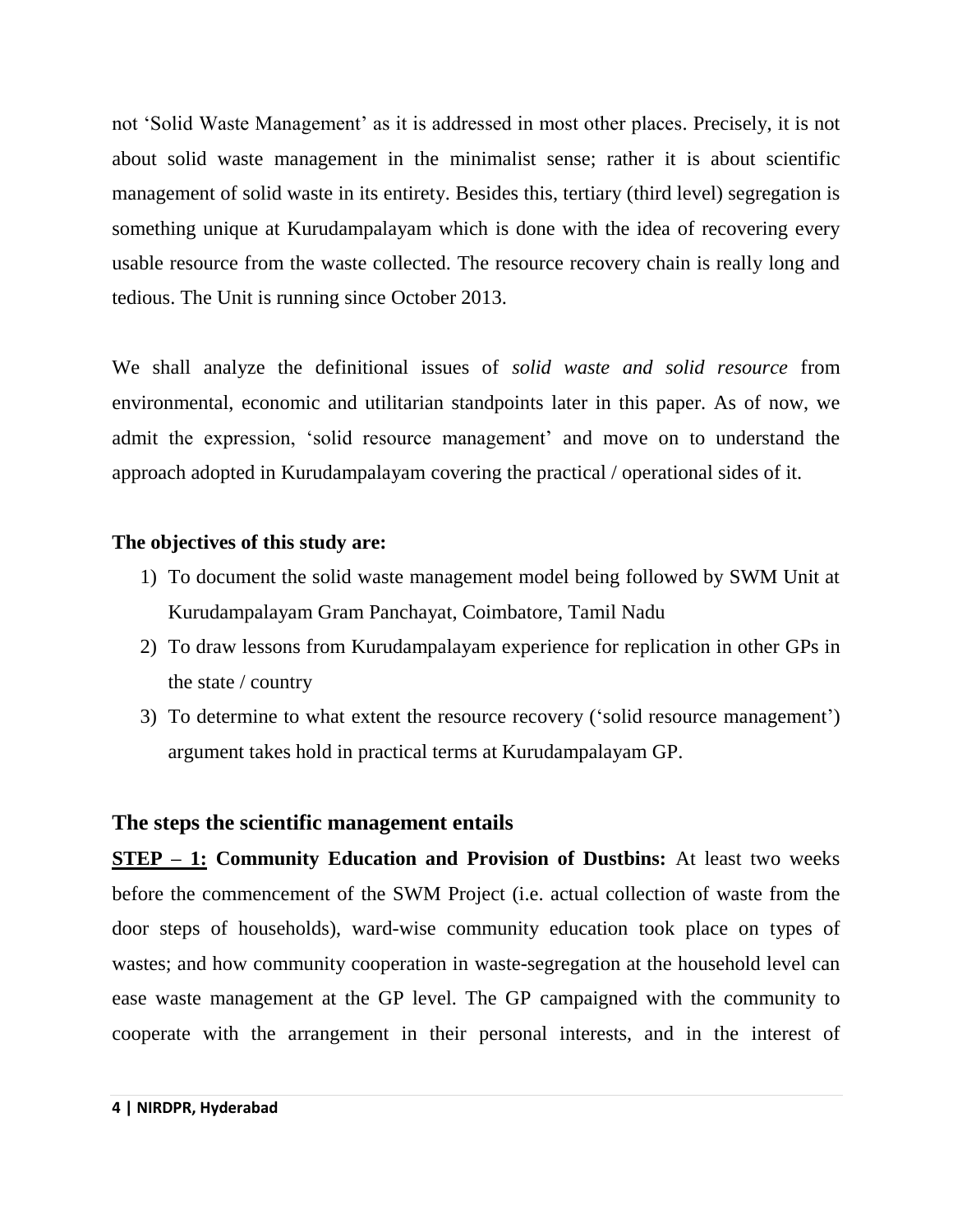not 'Solid Waste Management' as it is addressed in most other places. Precisely, it is not about solid waste management in the minimalist sense; rather it is about scientific management of solid waste in its entirety. Besides this, tertiary (third level) segregation is something unique at Kurudampalayam which is done with the idea of recovering every usable resource from the waste collected. The resource recovery chain is really long and tedious. The Unit is running since October 2013.

We shall analyze the definitional issues of *solid waste and solid resource* from environmental, economic and utilitarian standpoints later in this paper. As of now, we admit the expression, 'solid resource management' and move on to understand the approach adopted in Kurudampalayam covering the practical / operational sides of it.

**The objectives of this study are:**

1) To document the solid waste management model being followed by SWM Unit at Kurudampalayam Gram Panchayat, Coimbatore, Tamil Nadu
2) To draw lessons from Kurudampalayam experience for replication in other GPs in the state / country
3) To determine to what extent the resource recovery ('solid resource management') argument takes hold in practical terms at Kurudampalayam GP.

## The steps the scientific management entails

**STEP – 1: Community Education and Provision of Dustbins:** At least two weeks before the commencement of the SWM Project (i.e. actual collection of waste from the door steps of households), ward-wise community education took place on types of wastes; and how community cooperation in waste-segregation at the household level can ease waste management at the GP level. The GP campaigned with the community to cooperate with the arrangement in their personal interests, and in the interest of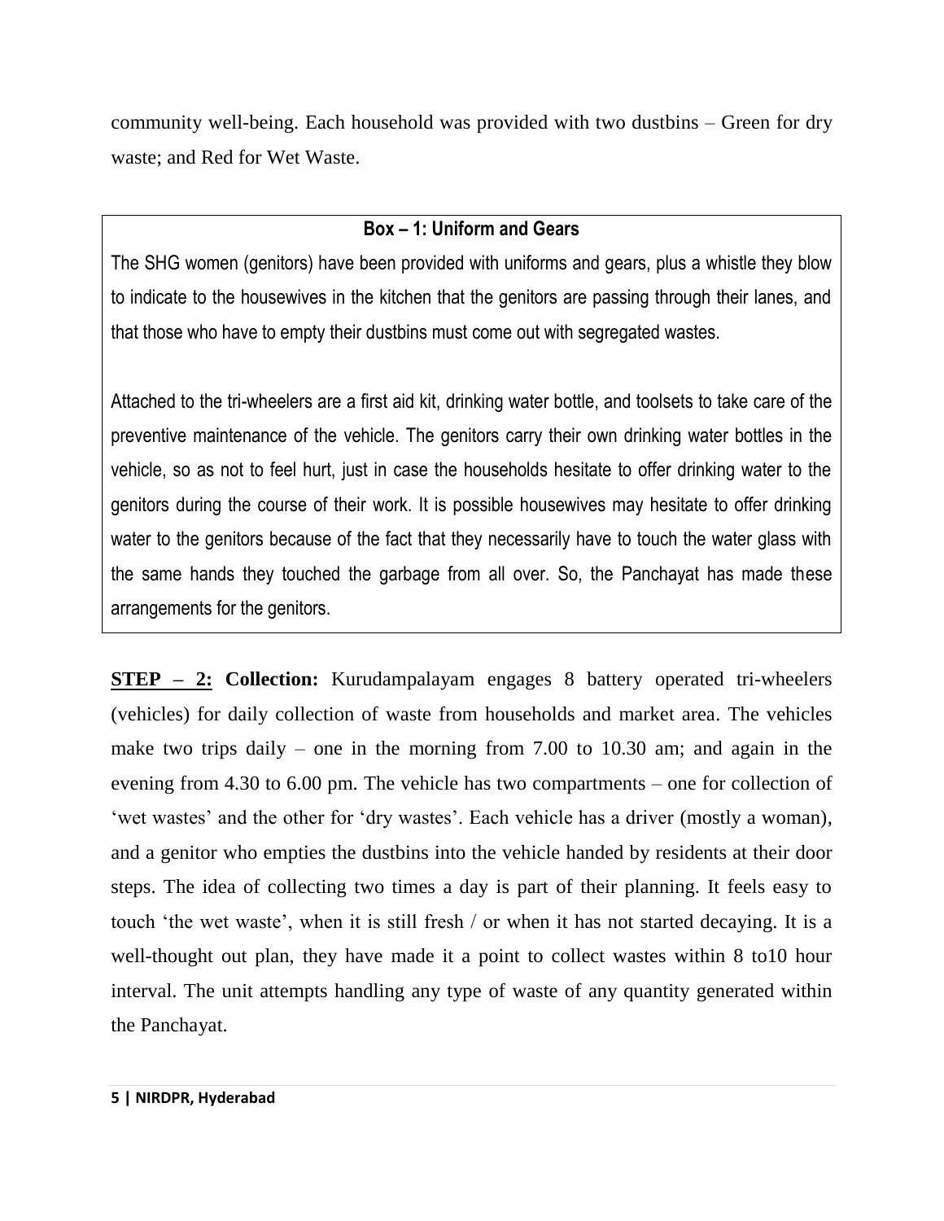community well-being. Each household was provided with two dustbins – Green for dry waste; and Red for Wet Waste.

**Box – 1: Uniform and Gears**

The SHG women (genitors) have been provided with uniforms and gears, plus a whistle they blow to indicate to the housewives in the kitchen that the genitors are passing through their lanes, and that those who have to empty their dustbins must come out with segregated wastes.

Attached to the tri-wheelers are a first aid kit, drinking water bottle, and toolsets to take care of the preventive maintenance of the vehicle. The genitors carry their own drinking water bottles in the vehicle, so as not to feel hurt, just in case the households hesitate to offer drinking water to the genitors during the course of their work. It is possible housewives may hesitate to offer drinking water to the genitors because of the fact that they necessarily have to touch the water glass with the same hands they touched the garbage from all over. So, the Panchayat has made these arrangements for the genitors.

**STEP – 2: Collection:** Kurudampalayam engages 8 battery operated tri-wheelers (vehicles) for daily collection of waste from households and market area. The vehicles make two trips daily – one in the morning from 7.00 to 10.30 am; and again in the evening from 4.30 to 6.00 pm. The vehicle has two compartments – one for collection of 'wet wastes' and the other for 'dry wastes'. Each vehicle has a driver (mostly a woman), and a genitor who empties the dustbins into the vehicle handed by residents at their door steps. The idea of collecting two times a day is part of their planning. It feels easy to touch 'the wet waste', when it is still fresh / or when it has not started decaying. It is a well-thought out plan, they have made it a point to collect wastes within 8 to10 hour interval. The unit attempts handling any type of waste of any quantity generated within the Panchayat.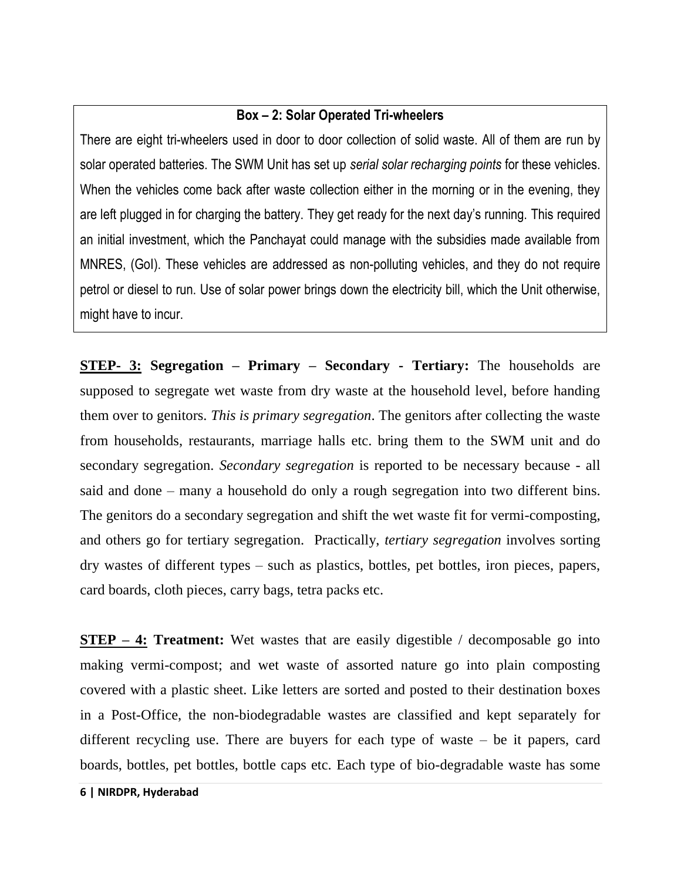**Box – 2: Solar Operated Tri-wheelers**

There are eight tri-wheelers used in door to door collection of solid waste. All of them are run by solar operated batteries. The SWM Unit has set up *serial solar recharging points* for these vehicles. When the vehicles come back after waste collection either in the morning or in the evening, they are left plugged in for charging the battery. They get ready for the next day's running. This required an initial investment, which the Panchayat could manage with the subsidies made available from MNRES, (GoI). These vehicles are addressed as non-polluting vehicles, and they do not require petrol or diesel to run. Use of solar power brings down the electricity bill, which the Unit otherwise, might have to incur.

**<u>STEP- 3:</u> Segregation – Primary – Secondary - Tertiary:** The households are supposed to segregate wet waste from dry waste at the household level, before handing them over to genitors. *This is primary segregation*. The genitors after collecting the waste from households, restaurants, marriage halls etc. bring them to the SWM unit and do secondary segregation. *Secondary segregation* is reported to be necessary because - all said and done – many a household do only a rough segregation into two different bins. The genitors do a secondary segregation and shift the wet waste fit for vermi-composting, and others go for tertiary segregation. Practically, *tertiary segregation* involves sorting dry wastes of different types – such as plastics, bottles, pet bottles, iron pieces, papers, card boards, cloth pieces, carry bags, tetra packs etc.

**<u>STEP – 4:</u> Treatment:** Wet wastes that are easily digestible / decomposable go into making vermi-compost; and wet waste of assorted nature go into plain composting covered with a plastic sheet. Like letters are sorted and posted to their destination boxes in a Post-Office, the non-biodegradable wastes are classified and kept separately for different recycling use. There are buyers for each type of waste – be it papers, card boards, bottles, pet bottles, bottle caps etc. Each type of bio-degradable waste has some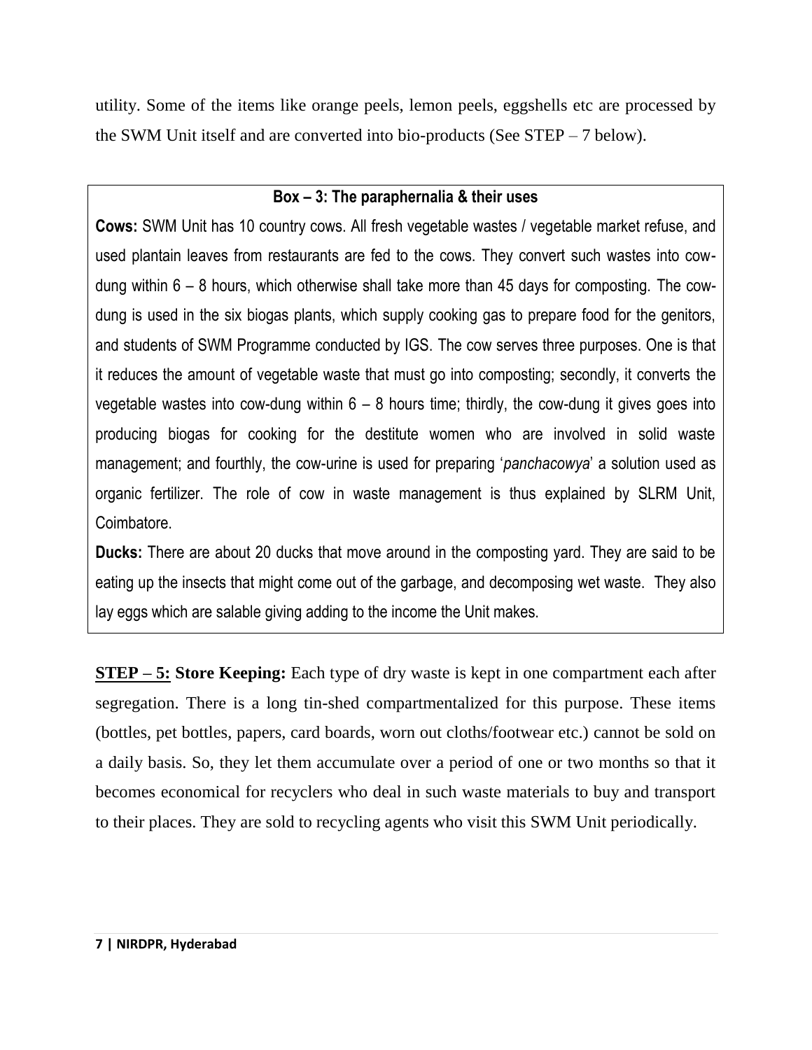utility. Some of the items like orange peels, lemon peels, eggshells etc are processed by the SWM Unit itself and are converted into bio-products (See STEP – 7 below).

**Box – 3: The paraphernalia & their uses**

**Cows:** SWM Unit has 10 country cows. All fresh vegetable wastes / vegetable market refuse, and used plantain leaves from restaurants are fed to the cows. They convert such wastes into cow-dung within 6 – 8 hours, which otherwise shall take more than 45 days for composting. The cow-dung is used in the six biogas plants, which supply cooking gas to prepare food for the genitors, and students of SWM Programme conducted by IGS. The cow serves three purposes. One is that it reduces the amount of vegetable waste that must go into composting; secondly, it converts the vegetable wastes into cow-dung within 6 – 8 hours time; thirdly, the cow-dung it gives goes into producing biogas for cooking for the destitute women who are involved in solid waste management; and fourthly, the cow-urine is used for preparing '*panchacowya*' a solution used as organic fertilizer. The role of cow in waste management is thus explained by SLRM Unit, Coimbatore.

**Ducks:** There are about 20 ducks that move around in the composting yard. They are said to be eating up the insects that might come out of the garbage, and decomposing wet waste. They also lay eggs which are salable giving adding to the income the Unit makes.

**STEP – 5: Store Keeping:** Each type of dry waste is kept in one compartment each after segregation. There is a long tin-shed compartmentalized for this purpose. These items (bottles, pet bottles, papers, card boards, worn out cloths/footwear etc.) cannot be sold on a daily basis. So, they let them accumulate over a period of one or two months so that it becomes economical for recyclers who deal in such waste materials to buy and transport to their places. They are sold to recycling agents who visit this SWM Unit periodically.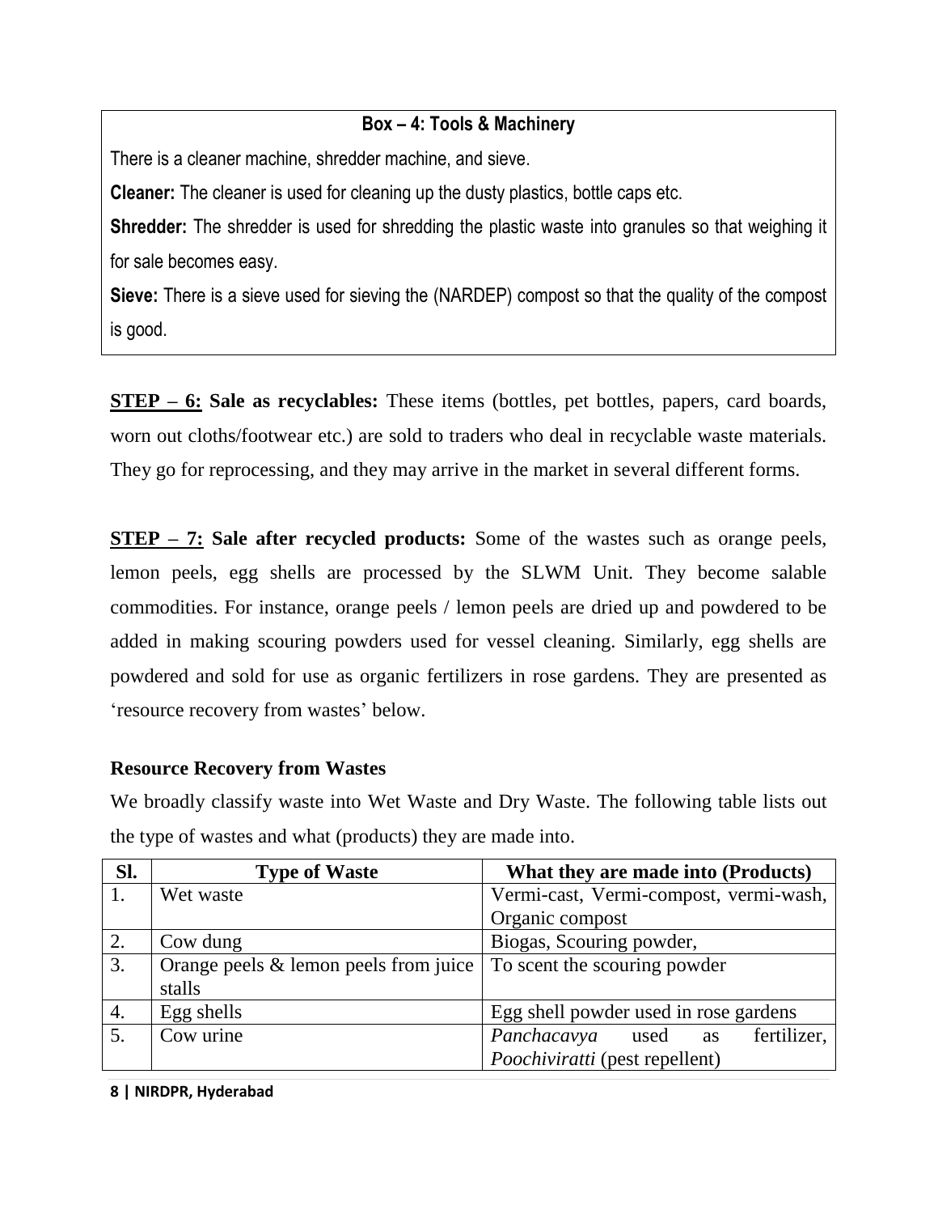**Box – 4: Tools & Machinery**

There is a cleaner machine, shredder machine, and sieve.

**Cleaner:** The cleaner is used for cleaning up the dusty plastics, bottle caps etc.

**Shredder:** The shredder is used for shredding the plastic waste into granules so that weighing it for sale becomes easy.

**Sieve:** There is a sieve used for sieving the (NARDEP) compost so that the quality of the compost is good.

**STEP – 6: Sale as recyclables:** These items (bottles, pet bottles, papers, card boards, worn out cloths/footwear etc.) are sold to traders who deal in recyclable waste materials. They go for reprocessing, and they may arrive in the market in several different forms.

**STEP – 7: Sale after recycled products:** Some of the wastes such as orange peels, lemon peels, egg shells are processed by the SLWM Unit. They become salable commodities. For instance, orange peels / lemon peels are dried up and powdered to be added in making scouring powders used for vessel cleaning. Similarly, egg shells are powdered and sold for use as organic fertilizers in rose gardens. They are presented as 'resource recovery from wastes' below.

**Resource Recovery from Wastes**

We broadly classify waste into Wet Waste and Dry Waste. The following table lists out the type of wastes and what (products) they are made into.

| Sl. | Type of Waste | What they are made into (Products) |
|---|---|---|
| 1. | Wet waste | Vermi-cast, Vermi-compost, vermi-wash, Organic compost |
| 2. | Cow dung | Biogas, Scouring powder, |
| 3. | Orange peels & lemon peels from juice stalls | To scent the scouring powder |
| 4. | Egg shells | Egg shell powder used in rose gardens |
| 5. | Cow urine | *Panchacavya* used as fertilizer, *Poochiviratti* (pest repellent) |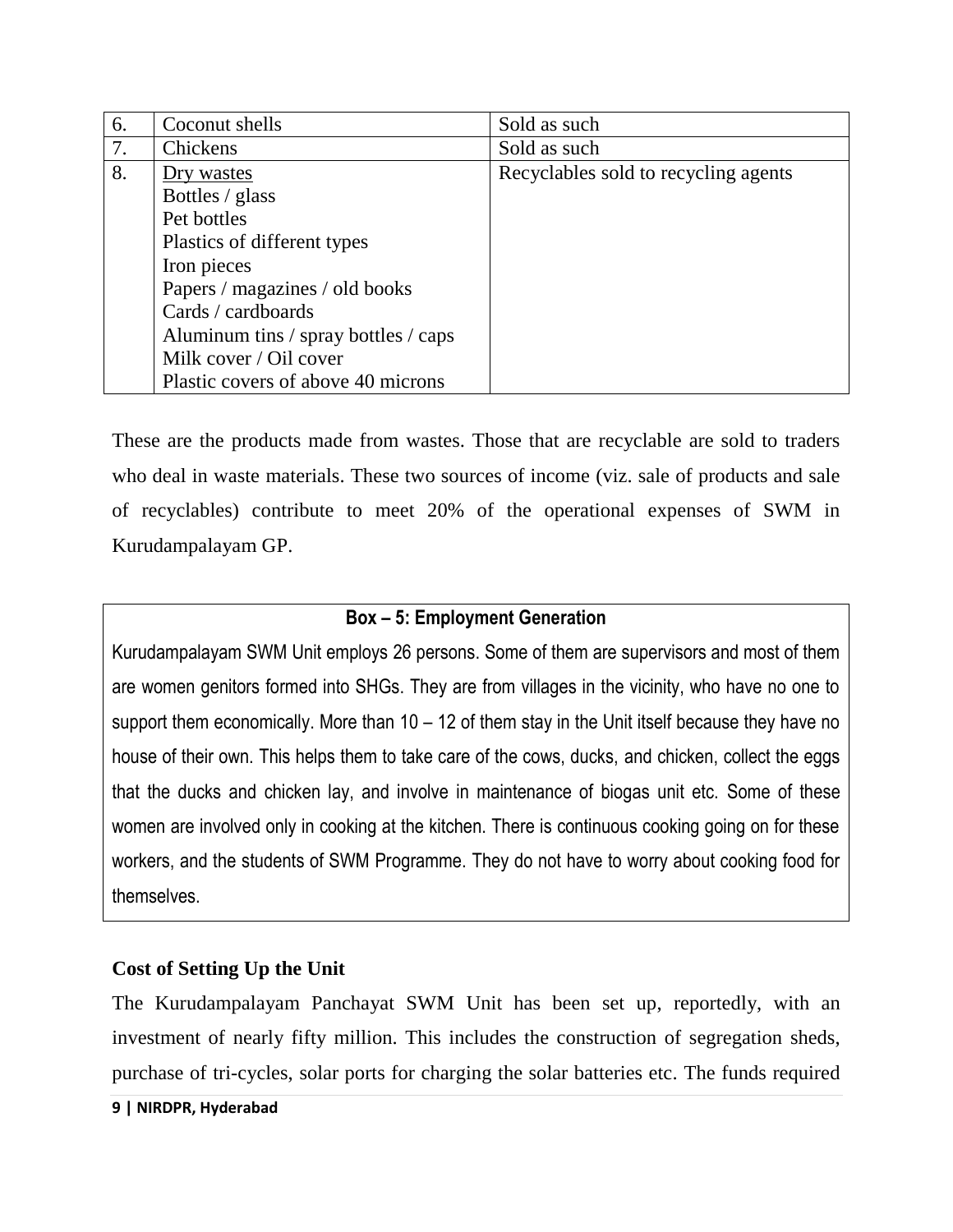| | | |
|---|---|---|
| 6. | Coconut shells | Sold as such |
| 7. | Chickens | Sold as such |
| 8. | Dry wastes<br>Bottles / glass<br>Pet bottles<br>Plastics of different types<br>Iron pieces<br>Papers / magazines / old books<br>Cards / cardboards<br>Aluminum tins / spray bottles / caps<br>Milk cover / Oil cover<br>Plastic covers of above 40 microns | Recyclables sold to recycling agents |

These are the products made from wastes. Those that are recyclable are sold to traders who deal in waste materials. These two sources of income (viz. sale of products and sale of recyclables) contribute to meet 20% of the operational expenses of SWM in Kurudampalayam GP.

**Box – 5: Employment Generation**

Kurudampalayam SWM Unit employs 26 persons. Some of them are supervisors and most of them are women genitors formed into SHGs. They are from villages in the vicinity, who have no one to support them economically. More than 10 – 12 of them stay in the Unit itself because they have no house of their own. This helps them to take care of the cows, ducks, and chicken, collect the eggs that the ducks and chicken lay, and involve in maintenance of biogas unit etc. Some of these women are involved only in cooking at the kitchen. There is continuous cooking going on for these workers, and the students of SWM Programme. They do not have to worry about cooking food for themselves.

### Cost of Setting Up the Unit

The Kurudampalayam Panchayat SWM Unit has been set up, reportedly, with an investment of nearly fifty million. This includes the construction of segregation sheds, purchase of tri-cycles, solar ports for charging the solar batteries etc. The funds required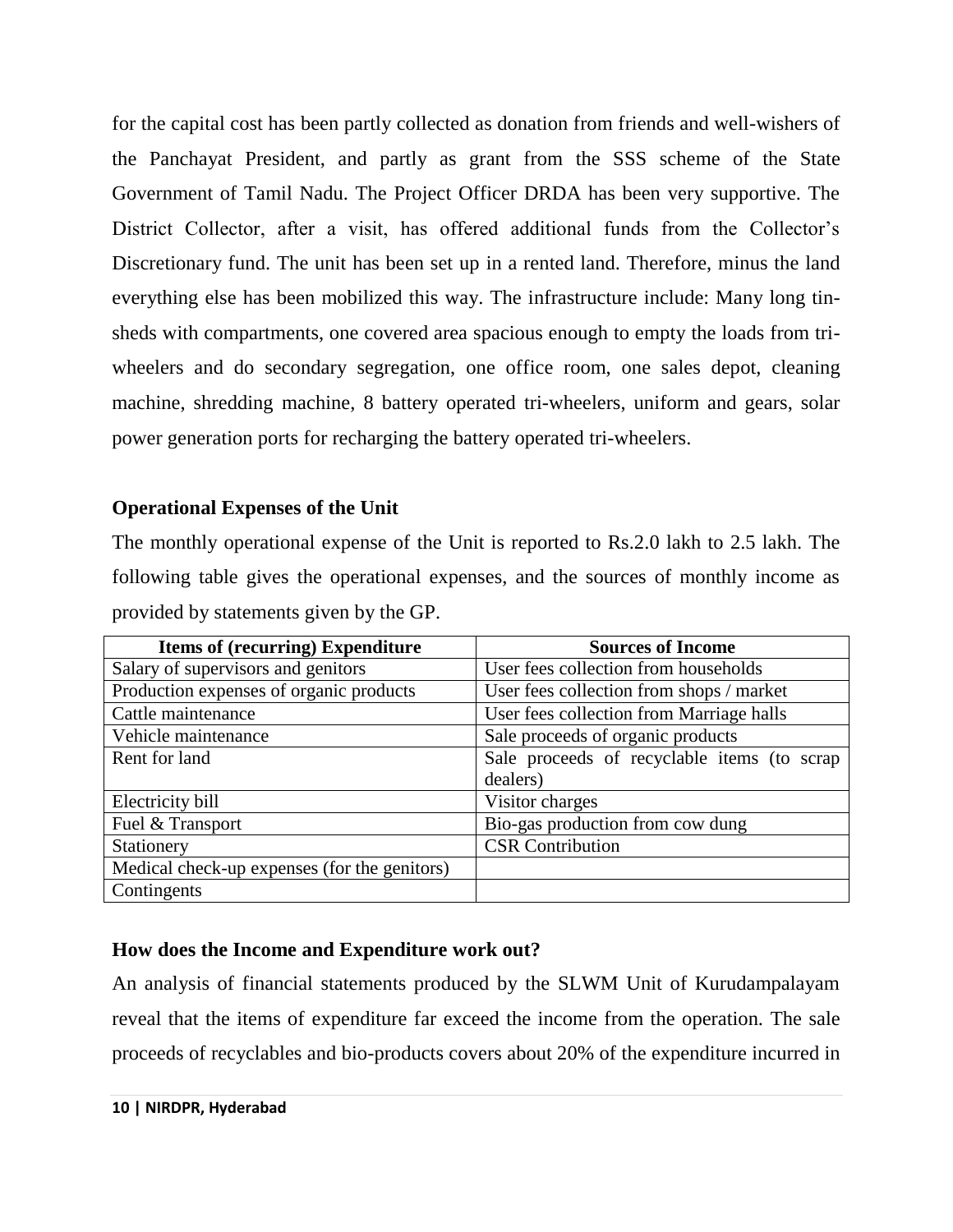for the capital cost has been partly collected as donation from friends and well-wishers of the Panchayat President, and partly as grant from the SSS scheme of the State Government of Tamil Nadu. The Project Officer DRDA has been very supportive. The District Collector, after a visit, has offered additional funds from the Collector's Discretionary fund. The unit has been set up in a rented land. Therefore, minus the land everything else has been mobilized this way. The infrastructure include: Many long tin-sheds with compartments, one covered area spacious enough to empty the loads from tri-wheelers and do secondary segregation, one office room, one sales depot, cleaning machine, shredding machine, 8 battery operated tri-wheelers, uniform and gears, solar power generation ports for recharging the battery operated tri-wheelers.

### Operational Expenses of the Unit

The monthly operational expense of the Unit is reported to Rs.2.0 lakh to 2.5 lakh. The following table gives the operational expenses, and the sources of monthly income as provided by statements given by the GP.

| Items of (recurring) Expenditure | Sources of Income |
|---|---|
| Salary of supervisors and genitors | User fees collection from households |
| Production expenses of organic products | User fees collection from shops / market |
| Cattle maintenance | User fees collection from Marriage halls |
| Vehicle maintenance | Sale proceeds of organic products |
| Rent for land | Sale proceeds of recyclable items (to scrap dealers) |
| Electricity bill | Visitor charges |
| Fuel & Transport | Bio-gas production from cow dung |
| Stationery | CSR Contribution |
| Medical check-up expenses (for the genitors) | |
| Contingents | |

### How does the Income and Expenditure work out?

An analysis of financial statements produced by the SLWM Unit of Kurudampalayam reveal that the items of expenditure far exceed the income from the operation. The sale proceeds of recyclables and bio-products covers about 20% of the expenditure incurred in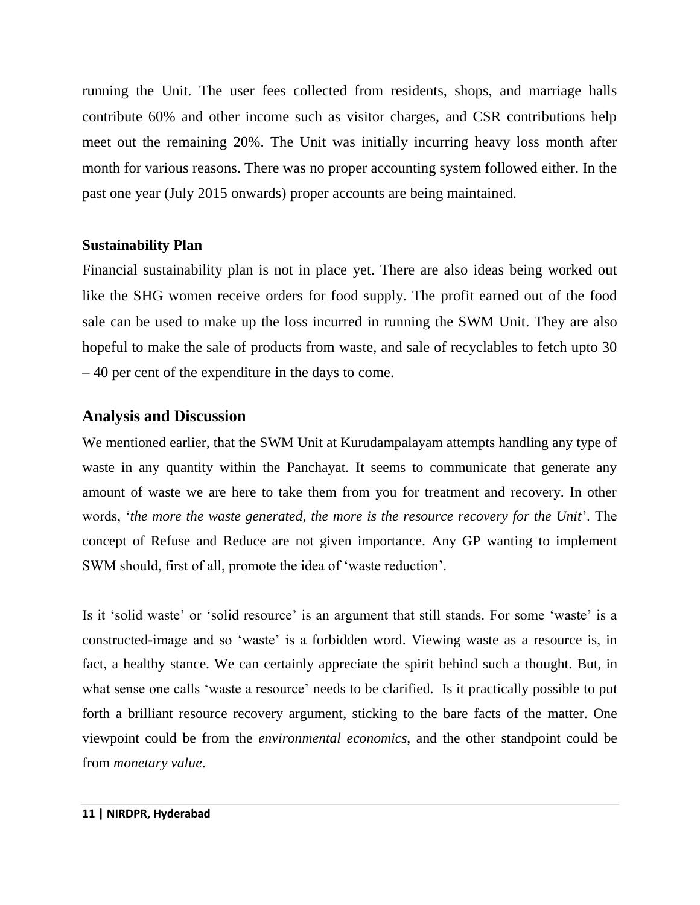running the Unit. The user fees collected from residents, shops, and marriage halls contribute 60% and other income such as visitor charges, and CSR contributions help meet out the remaining 20%. The Unit was initially incurring heavy loss month after month for various reasons. There was no proper accounting system followed either. In the past one year (July 2015 onwards) proper accounts are being maintained.

**Sustainability Plan**

Financial sustainability plan is not in place yet. There are also ideas being worked out like the SHG women receive orders for food supply. The profit earned out of the food sale can be used to make up the loss incurred in running the SWM Unit. They are also hopeful to make the sale of products from waste, and sale of recyclables to fetch upto 30 – 40 per cent of the expenditure in the days to come.

## Analysis and Discussion

We mentioned earlier, that the SWM Unit at Kurudampalayam attempts handling any type of waste in any quantity within the Panchayat. It seems to communicate that generate any amount of waste we are here to take them from you for treatment and recovery. In other words, '*the more the waste generated, the more is the resource recovery for the Unit*'. The concept of Refuse and Reduce are not given importance. Any GP wanting to implement SWM should, first of all, promote the idea of 'waste reduction'.

Is it 'solid waste' or 'solid resource' is an argument that still stands. For some 'waste' is a constructed-image and so 'waste' is a forbidden word. Viewing waste as a resource is, in fact, a healthy stance. We can certainly appreciate the spirit behind such a thought. But, in what sense one calls 'waste a resource' needs to be clarified. Is it practically possible to put forth a brilliant resource recovery argument, sticking to the bare facts of the matter. One viewpoint could be from the *environmental economics*, and the other standpoint could be from *monetary value*.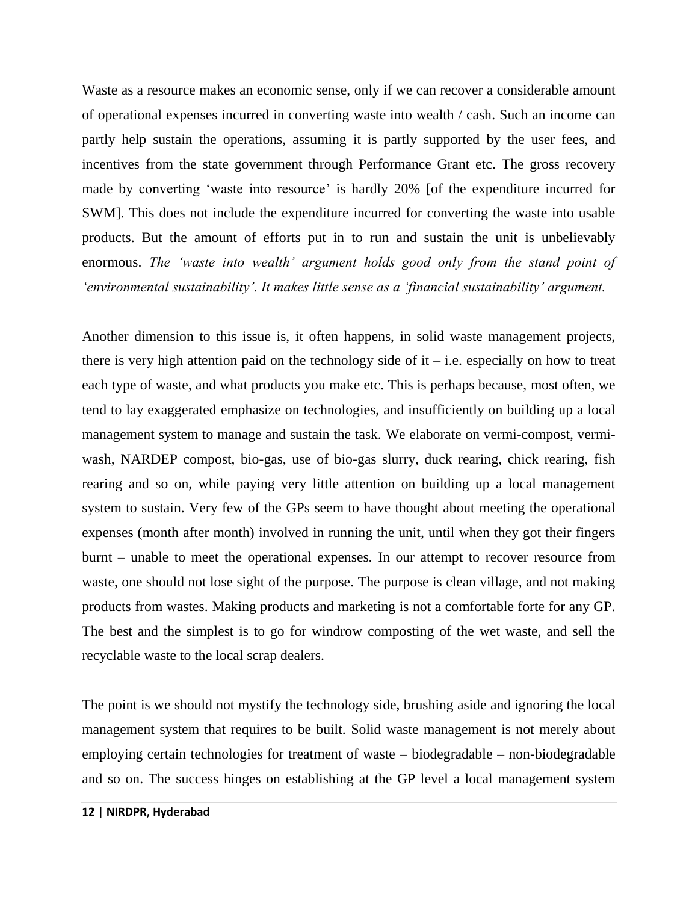Waste as a resource makes an economic sense, only if we can recover a considerable amount of operational expenses incurred in converting waste into wealth / cash. Such an income can partly help sustain the operations, assuming it is partly supported by the user fees, and incentives from the state government through Performance Grant etc. The gross recovery made by converting 'waste into resource' is hardly 20% [of the expenditure incurred for SWM]. This does not include the expenditure incurred for converting the waste into usable products. But the amount of efforts put in to run and sustain the unit is unbelievably enormous. *The 'waste into wealth' argument holds good only from the stand point of 'environmental sustainability'. It makes little sense as a 'financial sustainability' argument.*

Another dimension to this issue is, it often happens, in solid waste management projects, there is very high attention paid on the technology side of it – i.e. especially on how to treat each type of waste, and what products you make etc. This is perhaps because, most often, we tend to lay exaggerated emphasize on technologies, and insufficiently on building up a local management system to manage and sustain the task. We elaborate on vermi-compost, vermi-wash, NARDEP compost, bio-gas, use of bio-gas slurry, duck rearing, chick rearing, fish rearing and so on, while paying very little attention on building up a local management system to sustain. Very few of the GPs seem to have thought about meeting the operational expenses (month after month) involved in running the unit, until when they got their fingers burnt – unable to meet the operational expenses. In our attempt to recover resource from waste, one should not lose sight of the purpose. The purpose is clean village, and not making products from wastes. Making products and marketing is not a comfortable forte for any GP. The best and the simplest is to go for windrow composting of the wet waste, and sell the recyclable waste to the local scrap dealers.

The point is we should not mystify the technology side, brushing aside and ignoring the local management system that requires to be built. Solid waste management is not merely about employing certain technologies for treatment of waste – biodegradable – non-biodegradable and so on. The success hinges on establishing at the GP level a local management system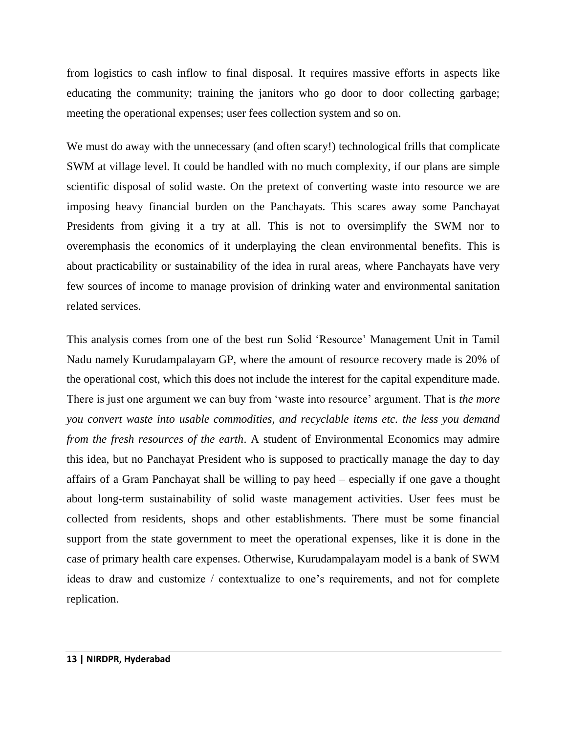from logistics to cash inflow to final disposal. It requires massive efforts in aspects like educating the community; training the janitors who go door to door collecting garbage; meeting the operational expenses; user fees collection system and so on.

We must do away with the unnecessary (and often scary!) technological frills that complicate SWM at village level. It could be handled with no much complexity, if our plans are simple scientific disposal of solid waste. On the pretext of converting waste into resource we are imposing heavy financial burden on the Panchayats. This scares away some Panchayat Presidents from giving it a try at all. This is not to oversimplify the SWM nor to overemphasis the economics of it underplaying the clean environmental benefits. This is about practicability or sustainability of the idea in rural areas, where Panchayats have very few sources of income to manage provision of drinking water and environmental sanitation related services.

This analysis comes from one of the best run Solid 'Resource' Management Unit in Tamil Nadu namely Kurudampalayam GP, where the amount of resource recovery made is 20% of the operational cost, which this does not include the interest for the capital expenditure made. There is just one argument we can buy from 'waste into resource' argument. That is *the more you convert waste into usable commodities, and recyclable items etc. the less you demand from the fresh resources of the earth*. A student of Environmental Economics may admire this idea, but no Panchayat President who is supposed to practically manage the day to day affairs of a Gram Panchayat shall be willing to pay heed – especially if one gave a thought about long-term sustainability of solid waste management activities. User fees must be collected from residents, shops and other establishments. There must be some financial support from the state government to meet the operational expenses, like it is done in the case of primary health care expenses. Otherwise, Kurudampalayam model is a bank of SWM ideas to draw and customize / contextualize to one's requirements, and not for complete replication.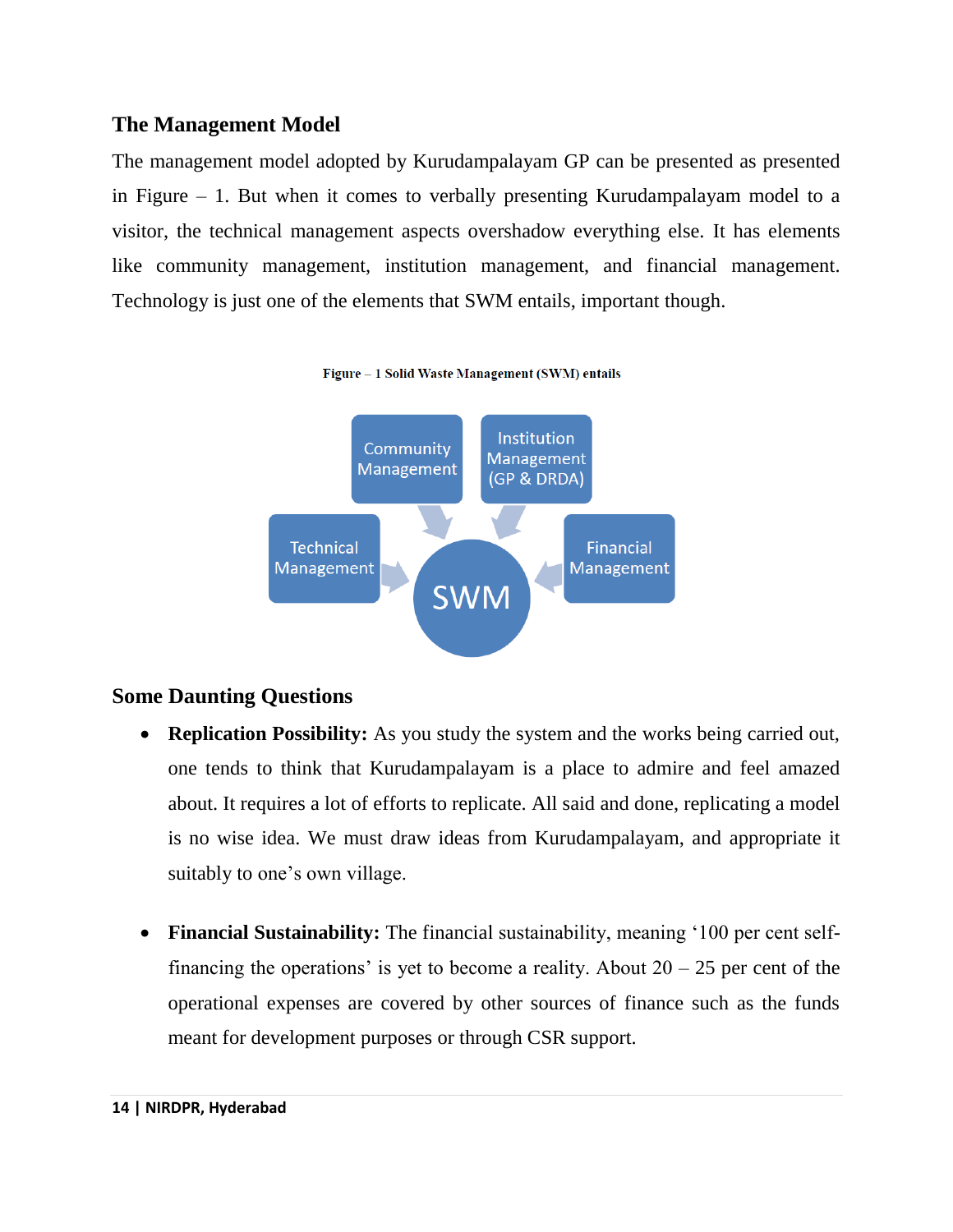## The Management Model

The management model adopted by Kurudampalayam GP can be presented as presented in Figure – 1. But when it comes to verbally presenting Kurudampalayam model to a visitor, the technical management aspects overshadow everything else. It has elements like community management, institution management, and financial management. Technology is just one of the elements that SWM entails, important though.

Figure – 1 Solid Waste Management (SWM) entails

Community Management

Institution Management (GP & DRDA)

Technical Management

Financial Management

SWM

## Some Daunting Questions

- **Replication Possibility:** As you study the system and the works being carried out, one tends to think that Kurudampalayam is a place to admire and feel amazed about. It requires a lot of efforts to replicate. All said and done, replicating a model is no wise idea. We must draw ideas from Kurudampalayam, and appropriate it suitably to one's own village.

- **Financial Sustainability:** The financial sustainability, meaning '100 per cent self-financing the operations' is yet to become a reality. About 20 – 25 per cent of the operational expenses are covered by other sources of finance such as the funds meant for development purposes or through CSR support.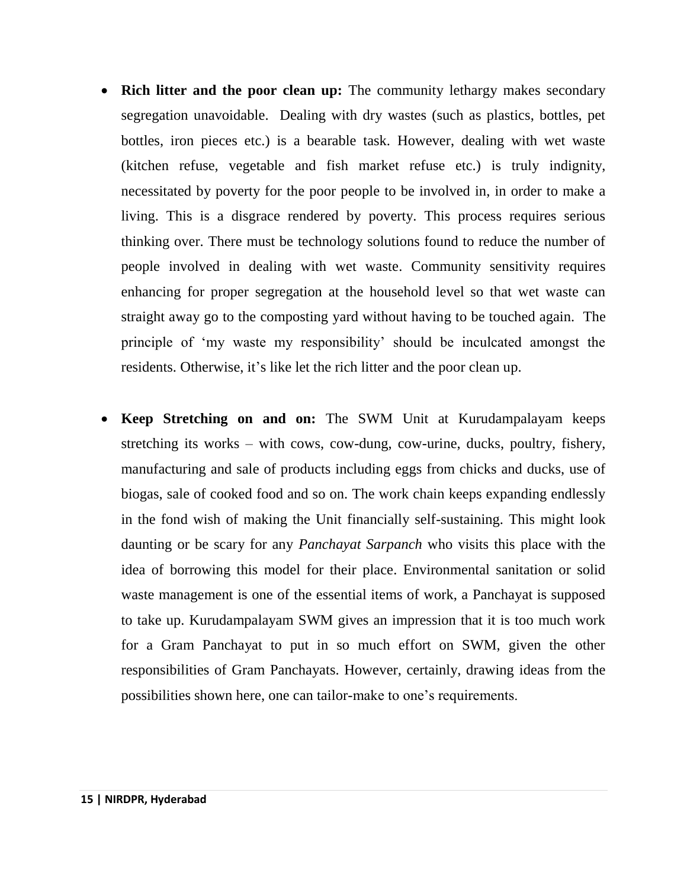- **Rich litter and the poor clean up:** The community lethargy makes secondary segregation unavoidable. Dealing with dry wastes (such as plastics, bottles, pet bottles, iron pieces etc.) is a bearable task. However, dealing with wet waste (kitchen refuse, vegetable and fish market refuse etc.) is truly indignity, necessitated by poverty for the poor people to be involved in, in order to make a living. This is a disgrace rendered by poverty. This process requires serious thinking over. There must be technology solutions found to reduce the number of people involved in dealing with wet waste. Community sensitivity requires enhancing for proper segregation at the household level so that wet waste can straight away go to the composting yard without having to be touched again. The principle of 'my waste my responsibility' should be inculcated amongst the residents. Otherwise, it's like let the rich litter and the poor clean up.

- **Keep Stretching on and on:** The SWM Unit at Kurudampalayam keeps stretching its works – with cows, cow-dung, cow-urine, ducks, poultry, fishery, manufacturing and sale of products including eggs from chicks and ducks, use of biogas, sale of cooked food and so on. The work chain keeps expanding endlessly in the fond wish of making the Unit financially self-sustaining. This might look daunting or be scary for any *Panchayat Sarpanch* who visits this place with the idea of borrowing this model for their place. Environmental sanitation or solid waste management is one of the essential items of work, a Panchayat is supposed to take up. Kurudampalayam SWM gives an impression that it is too much work for a Gram Panchayat to put in so much effort on SWM, given the other responsibilities of Gram Panchayats. However, certainly, drawing ideas from the possibilities shown here, one can tailor-make to one's requirements.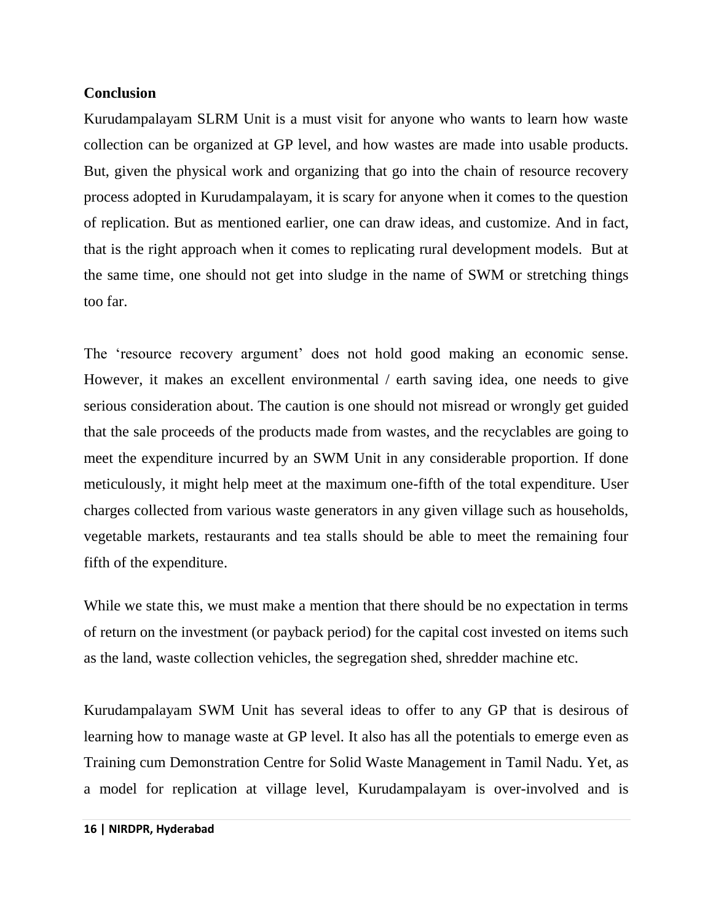## Conclusion

Kurudampalayam SLRM Unit is a must visit for anyone who wants to learn how waste collection can be organized at GP level, and how wastes are made into usable products. But, given the physical work and organizing that go into the chain of resource recovery process adopted in Kurudampalayam, it is scary for anyone when it comes to the question of replication. But as mentioned earlier, one can draw ideas, and customize. And in fact, that is the right approach when it comes to replicating rural development models. But at the same time, one should not get into sludge in the name of SWM or stretching things too far.

The 'resource recovery argument' does not hold good making an economic sense. However, it makes an excellent environmental / earth saving idea, one needs to give serious consideration about. The caution is one should not misread or wrongly get guided that the sale proceeds of the products made from wastes, and the recyclables are going to meet the expenditure incurred by an SWM Unit in any considerable proportion. If done meticulously, it might help meet at the maximum one-fifth of the total expenditure. User charges collected from various waste generators in any given village such as households, vegetable markets, restaurants and tea stalls should be able to meet the remaining four fifth of the expenditure.

While we state this, we must make a mention that there should be no expectation in terms of return on the investment (or payback period) for the capital cost invested on items such as the land, waste collection vehicles, the segregation shed, shredder machine etc.

Kurudampalayam SWM Unit has several ideas to offer to any GP that is desirous of learning how to manage waste at GP level. It also has all the potentials to emerge even as Training cum Demonstration Centre for Solid Waste Management in Tamil Nadu. Yet, as a model for replication at village level, Kurudampalayam is over-involved and is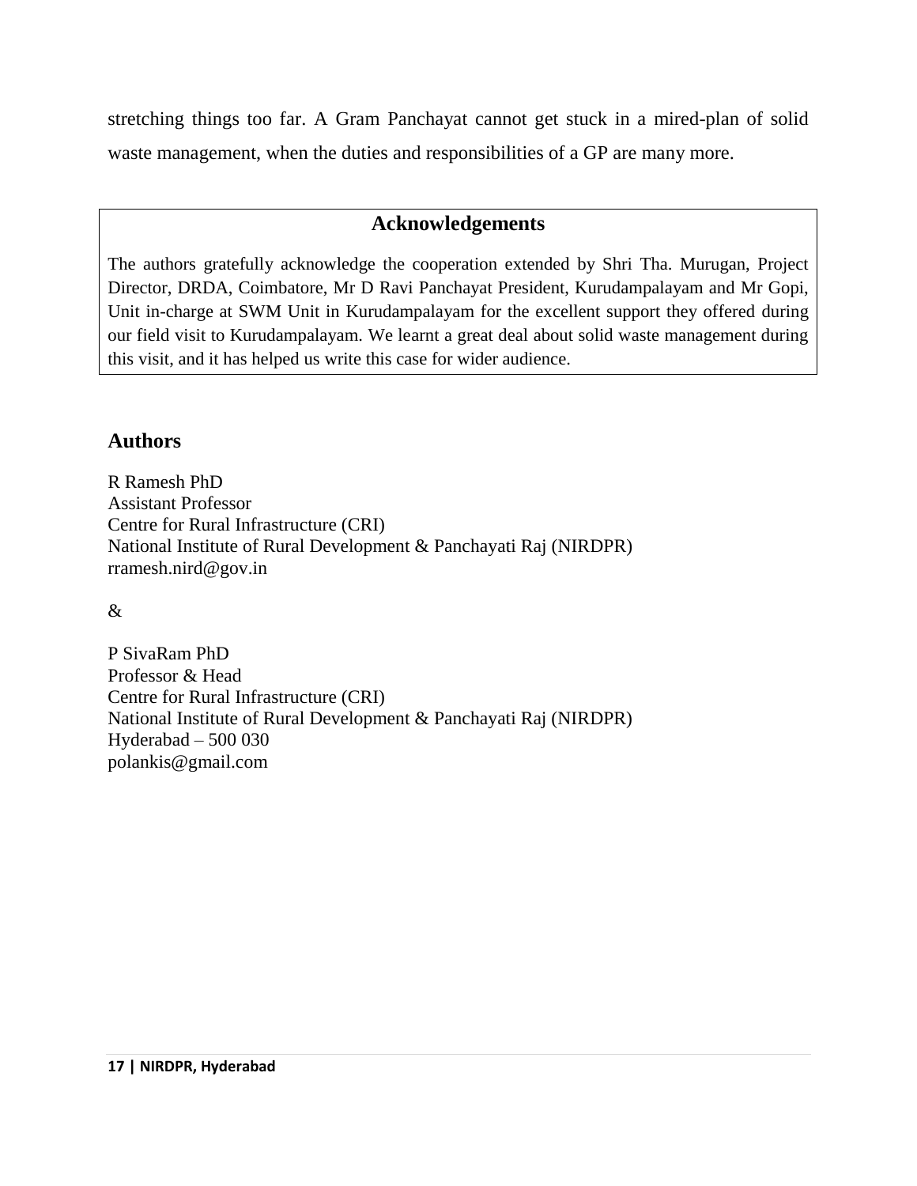stretching things too far. A Gram Panchayat cannot get stuck in a mired-plan of solid waste management, when the duties and responsibilities of a GP are many more.

## Acknowledgements

The authors gratefully acknowledge the cooperation extended by Shri Tha. Murugan, Project Director, DRDA, Coimbatore, Mr D Ravi Panchayat President, Kurudampalayam and Mr Gopi, Unit in-charge at SWM Unit in Kurudampalayam for the excellent support they offered during our field visit to Kurudampalayam. We learnt a great deal about solid waste management during this visit, and it has helped us write this case for wider audience.

## Authors

R Ramesh PhD
Assistant Professor
Centre for Rural Infrastructure (CRI)
National Institute of Rural Development & Panchayati Raj (NIRDPR)
rramesh.nird@gov.in

&

P SivaRam PhD
Professor & Head
Centre for Rural Infrastructure (CRI)
National Institute of Rural Development & Panchayati Raj (NIRDPR)
Hyderabad – 500 030
polankis@gmail.com